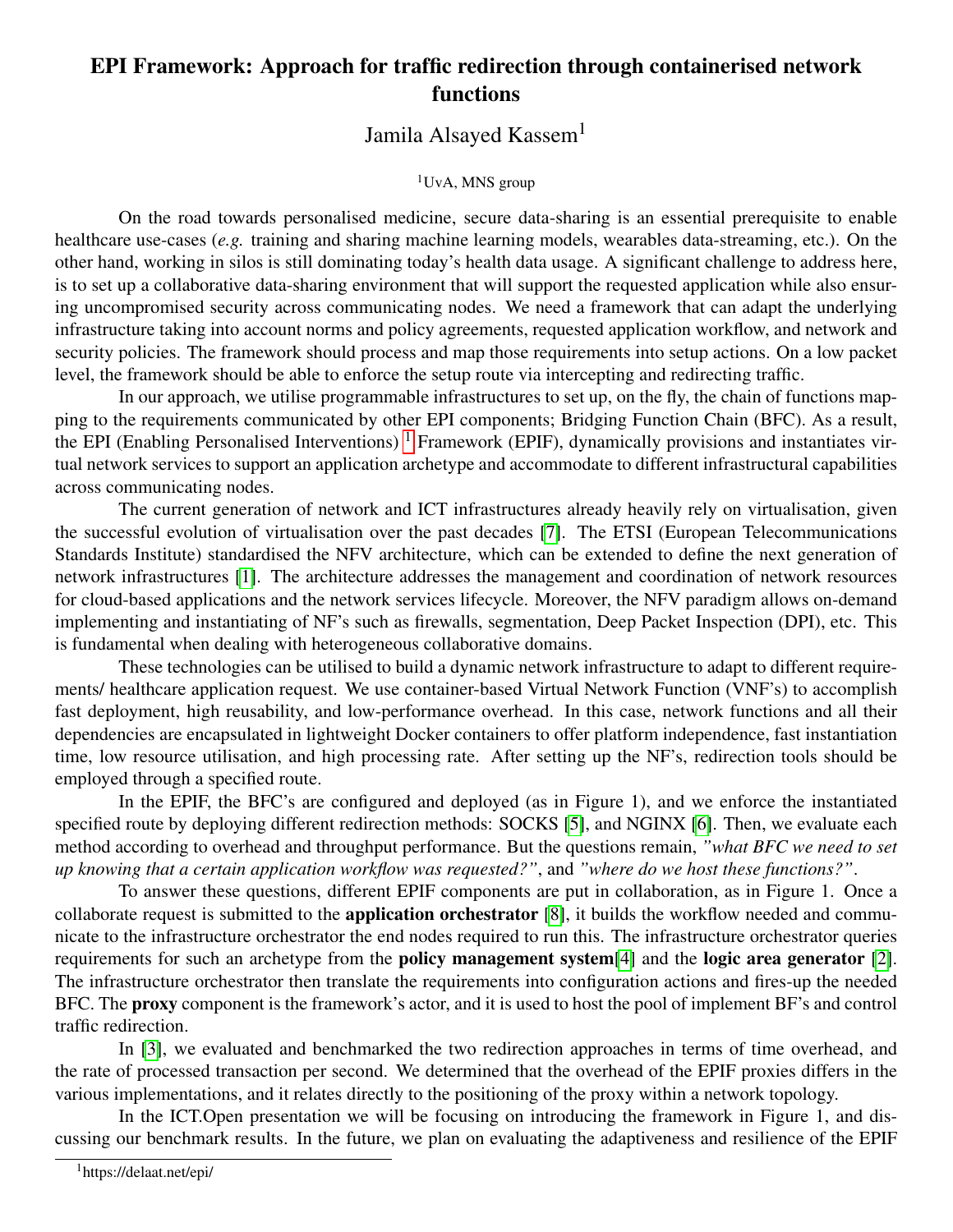# EPI Framework: Approach for traffic redirection through containerised network functions

Jamila Alsayed Kassem[1]

[1]UvA, MNS group

On the road towards personalised medicine, secure data-sharing is an essential prerequisite to enable healthcare use-cases (*e.g.* training and sharing machine learning models, wearables data-streaming, etc.). On the other hand, working in silos is still dominating today's health data usage. A significant challenge to address here, is to set up a collaborative data-sharing environment that will support the requested application while also ensuring uncompromised security across communicating nodes. We need a framework that can adapt the underlying infrastructure taking into account norms and policy agreements, requested application workflow, and network and security policies. The framework should process and map those requirements into setup actions. On a low packet level, the framework should be able to enforce the setup route via intercepting and redirecting traffic.

In our approach, we utilise programmable infrastructures to set up, on the fly, the chain of functions mapping to the requirements communicated by other EPI components; Bridging Function Chain (BFC). As a result, the EPI (Enabling Personalised Interventions) [1] Framework (EPIF), dynamically provisions and instantiates virtual network services to support an application archetype and accommodate to different infrastructural capabilities across communicating nodes.

The current generation of network and ICT infrastructures already heavily rely on virtualisation, given the successful evolution of virtualisation over the past decades [7]. The ETSI (European Telecommunications Standards Institute) standardised the NFV architecture, which can be extended to define the next generation of network infrastructures [1]. The architecture addresses the management and coordination of network resources for cloud-based applications and the network services lifecycle. Moreover, the NFV paradigm allows on-demand implementing and instantiating of NF's such as firewalls, segmentation, Deep Packet Inspection (DPI), etc. This is fundamental when dealing with heterogeneous collaborative domains.

These technologies can be utilised to build a dynamic network infrastructure to adapt to different requirements/ healthcare application request. We use container-based Virtual Network Function (VNF's) to accomplish fast deployment, high reusability, and low-performance overhead. In this case, network functions and all their dependencies are encapsulated in lightweight Docker containers to offer platform independence, fast instantiation time, low resource utilisation, and high processing rate. After setting up the NF's, redirection tools should be employed through a specified route.

In the EPIF, the BFC's are configured and deployed (as in Figure 1), and we enforce the instantiated specified route by deploying different redirection methods: SOCKS [5], and NGINX [6]. Then, we evaluate each method according to overhead and throughput performance. But the questions remain, *"what BFC we need to set up knowing that a certain application workflow was requested?"*, and *"where do we host these functions?"*.

To answer these questions, different EPIF components are put in collaboration, as in Figure 1. Once a collaborate request is submitted to the **application orchestrator** [8], it builds the workflow needed and communicate to the infrastructure orchestrator the end nodes required to run this. The infrastructure orchestrator queries requirements for such an archetype from the **policy management system**[4] and the **logic area generator** [2]. The infrastructure orchestrator then translate the requirements into configuration actions and fires-up the needed BFC. The **proxy** component is the framework's actor, and it is used to host the pool of implement BF's and control traffic redirection.

In [3], we evaluated and benchmarked the two redirection approaches in terms of time overhead, and the rate of processed transaction per second. We determined that the overhead of the EPIF proxies differs in the various implementations, and it relates directly to the positioning of the proxy within a network topology.

In the ICT.Open presentation we will be focusing on introducing the framework in Figure 1, and discussing our benchmark results. In the future, we plan on evaluating the adaptiveness and resilience of the EPIF

[1]https://delaat.net/epi/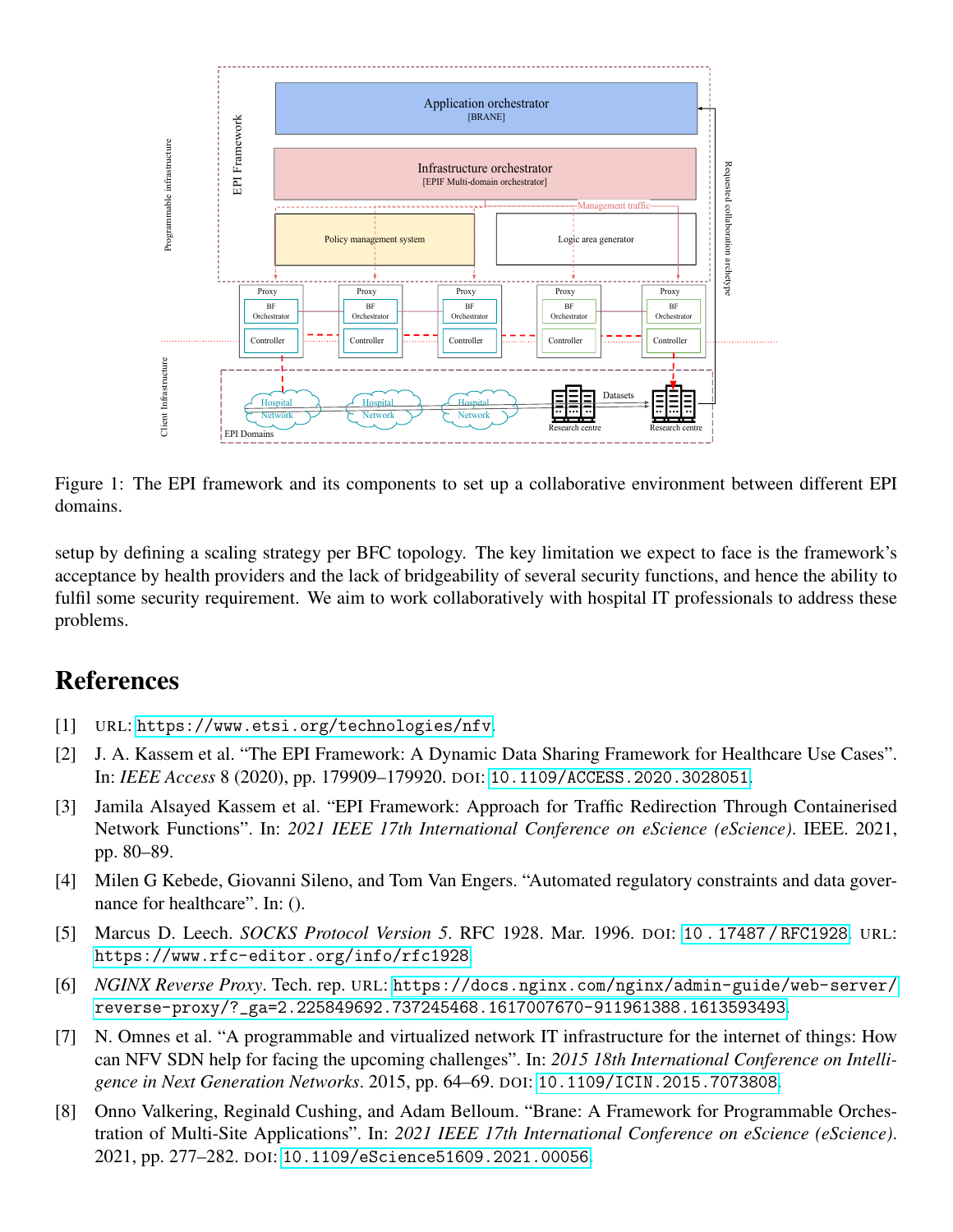Programmable infrastructure

EPI Framework

Application orchestrator
[BRANE]

Infrastructure orchestrator
[EPIF Multi-domain orchestrator]

Management traffic

Policy management system

Logic area generator

Requested collaboration archetype

Proxy
BF Orchestrator
Controller

Proxy
BF Orchestrator
Controller

Proxy
BF Orchestrator
Controller

Proxy
BF Orchestrator
Controller

Proxy
BF Orchestrator
Controller

Client Infrastructure

Hospital Network

Hospital Network

Hospital Network

Datasets

Research centre

Research centre

EPI Domains

Figure 1: The EPI framework and its components to set up a collaborative environment between different EPI domains.

setup by defining a scaling strategy per BFC topology. The key limitation we expect to face is the framework's acceptance by health providers and the lack of bridgeability of several security functions, and hence the ability to fulfil some security requirement. We aim to work collaboratively with hospital IT professionals to address these problems.

# References

[1] URL: https://www.etsi.org/technologies/nfv.

[2] J. A. Kassem et al. "The EPI Framework: A Dynamic Data Sharing Framework for Healthcare Use Cases". In: *IEEE Access* 8 (2020), pp. 179909–179920. DOI: 10.1109/ACCESS.2020.3028051.

[3] Jamila Alsayed Kassem et al. "EPI Framework: Approach for Traffic Redirection Through Containerised Network Functions". In: *2021 IEEE 17th International Conference on eScience (eScience)*. IEEE. 2021, pp. 80–89.

[4] Milen G Kebede, Giovanni Sileno, and Tom Van Engers. "Automated regulatory constraints and data governance for healthcare". In: ().

[5] Marcus D. Leech. *SOCKS Protocol Version 5*. RFC 1928. Mar. 1996. DOI: 10.17487/RFC1928. URL: https://www.rfc-editor.org/info/rfc1928.

[6] *NGINX Reverse Proxy*. Tech. rep. URL: https://docs.nginx.com/nginx/admin-guide/web-server/reverse-proxy/?_ga=2.225849692.737245468.1617007670-911961388.1613593493.

[7] N. Omnes et al. "A programmable and virtualized network IT infrastructure for the internet of things: How can NFV SDN help for facing the upcoming challenges". In: *2015 18th International Conference on Intelligence in Next Generation Networks*. 2015, pp. 64–69. DOI: 10.1109/ICIN.2015.7073808.

[8] Onno Valkering, Reginald Cushing, and Adam Belloum. "Brane: A Framework for Programmable Orchestration of Multi-Site Applications". In: *2021 IEEE 17th International Conference on eScience (eScience)*. 2021, pp. 277–282. DOI: 10.1109/eScience51609.2021.00056.